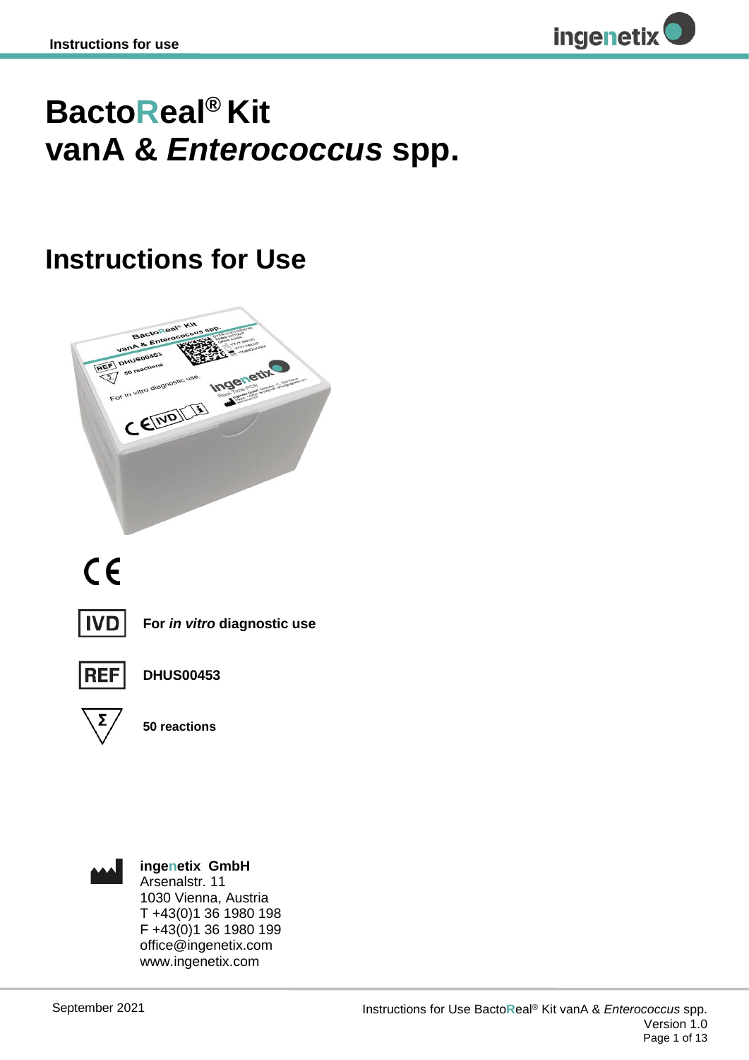# BactoReal® Kit vanA & *Enterococcus* spp.

## Instructions for Use

CE

IVD For *in vitro* diagnostic use

REF DHUS00453

Σ 50 reactions

**ingenetix GmbH**
Arsenalstr. 11
1030 Vienna, Austria
T +43(0)1 36 1980 198
F +43(0)1 36 1980 199
office@ingenetix.com
www.ingenetix.com

September 2021

Instructions for Use BactoReal® Kit vanA & *Enterococcus* spp.
Version 1.0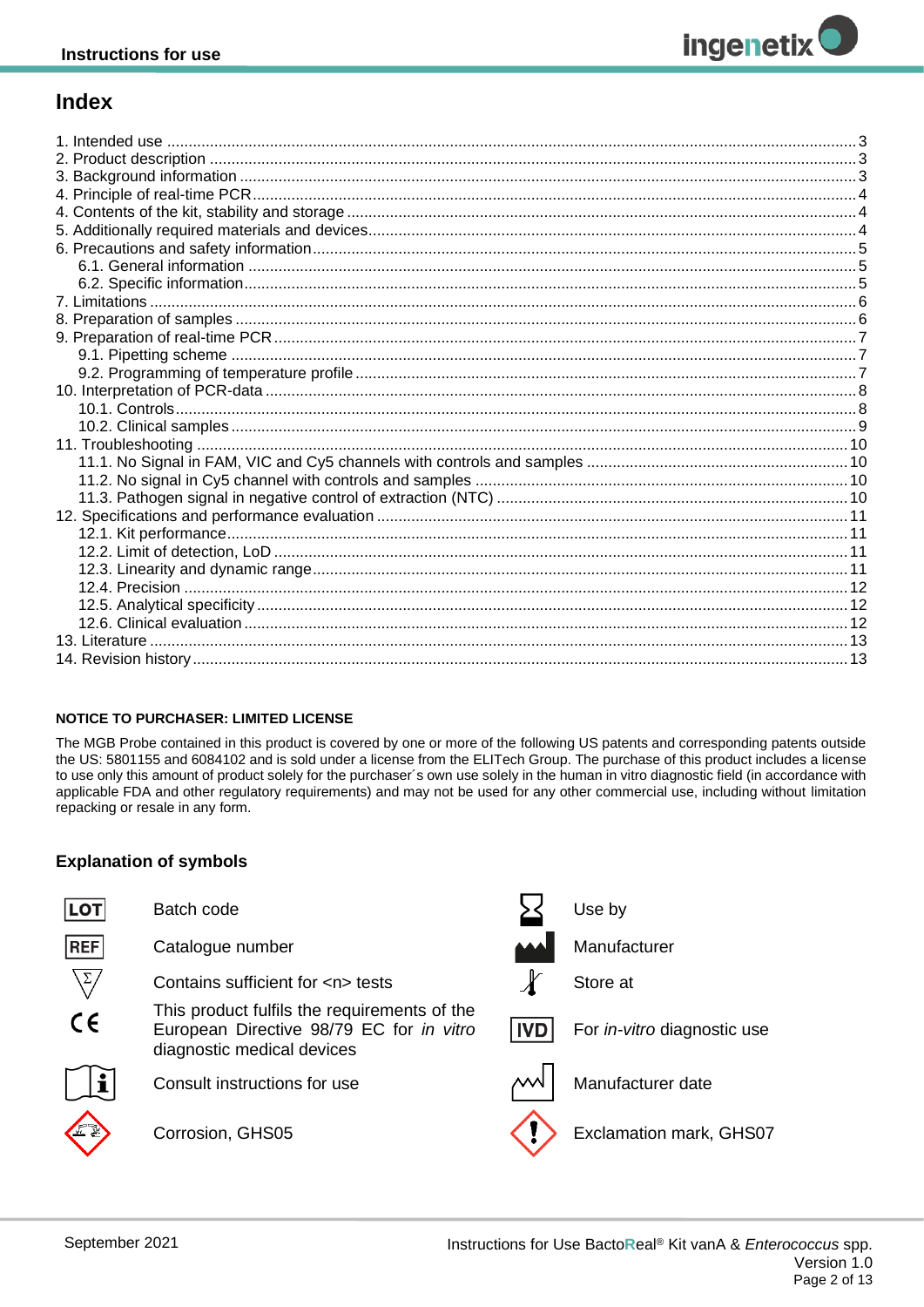# Index

1. Intended use ............................................................................................................................................. 3
2. Product description .................................................................................................................................. 3
3. Background information ........................................................................................................................... 3
4. Principle of real-time PCR ......................................................................................................................... 4
4. Contents of the kit, stability and storage ................................................................................................... 4
5. Additionally required materials and devices .............................................................................................. 4
6. Precautions and safety information ........................................................................................................... 5
   6.1. General information .......................................................................................................................... 5
   6.2. Specific information ........................................................................................................................... 5
7. Limitations ................................................................................................................................................ 6
8. Preparation of samples ............................................................................................................................. 6
9. Preparation of real-time PCR .................................................................................................................... 7
   9.1. Pipetting scheme .............................................................................................................................. 7
   9.2. Programming of temperature profile .................................................................................................. 7
10. Interpretation of PCR-data ...................................................................................................................... 8
   10.1. Controls ........................................................................................................................................... 8
   10.2. Clinical samples .............................................................................................................................. 9
11. Troubleshooting ..................................................................................................................................... 10
   11.1. No Signal in FAM, VIC and Cy5 channels with controls and samples ........................................... 10
   11.2. No signal in Cy5 channel with controls and samples ..................................................................... 10
   11.3. Pathogen signal in negative control of extraction (NTC) ................................................................ 10
12. Specifications and performance evaluation ........................................................................................... 11
   12.1. Kit performance .............................................................................................................................. 11
   12.2. Limit of detection, LoD ................................................................................................................... 11
   12.3. Linearity and dynamic range .......................................................................................................... 11
   12.4. Precision ........................................................................................................................................ 12
   12.5. Analytical specificity ....................................................................................................................... 12
   12.6. Clinical evaluation .......................................................................................................................... 12
13. Literature ............................................................................................................................................... 13
14. Revision history ..................................................................................................................................... 13

**NOTICE TO PURCHASER: LIMITED LICENSE**

The MGB Probe contained in this product is covered by one or more of the following US patents and corresponding patents outside the US: 5801155 and 6084102 and is sold under a license from the ELITech Group. The purchase of this product includes a license to use only this amount of product solely for the purchaser´s own use solely in the human in vitro diagnostic field (in accordance with applicable FDA and other regulatory requirements) and may not be used for any other commercial use, including without limitation repacking or resale in any form.

### Explanation of symbols

| Symbol | Meaning | Symbol | Meaning |
| --- | --- | --- | --- |
| LOT | Batch code | | Use by |
| REF | Catalogue number | | Manufacturer |
| Σ | Contains sufficient for <n> tests | | Store at |
| CE | This product fulfils the requirements of the European Directive 98/79 EC for *in vitro* diagnostic medical devices | IVD | For *in-vitro* diagnostic use |
| | Consult instructions for use | | Manufacturer date |
| | Corrosion, GHS05 | | Exclamation mark, GHS07 |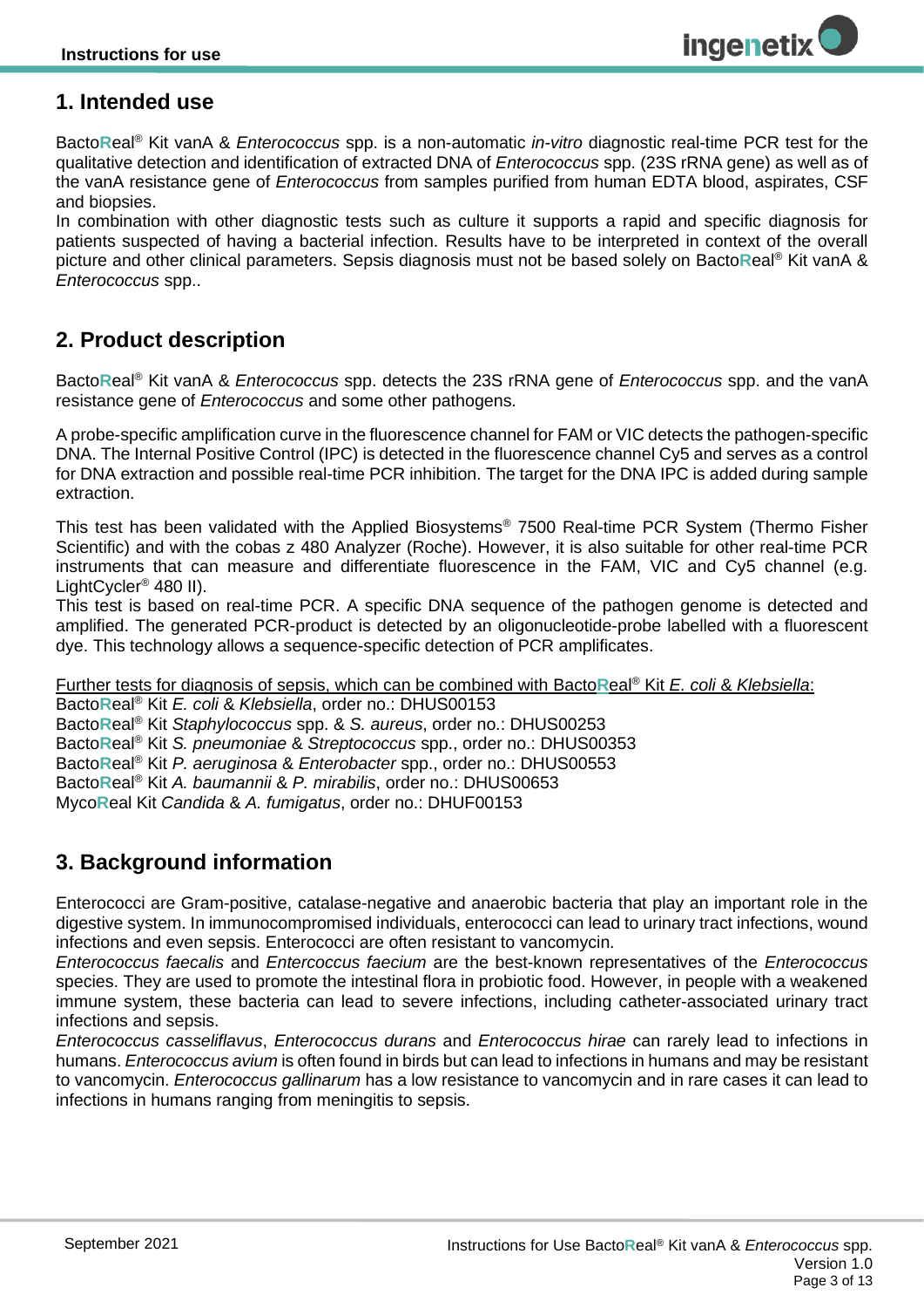## 1. Intended use

BactoReal® Kit vanA & *Enterococcus* spp. is a non-automatic *in-vitro* diagnostic real-time PCR test for the qualitative detection and identification of extracted DNA of *Enterococcus* spp. (23S rRNA gene) as well as of the vanA resistance gene of *Enterococcus* from samples purified from human EDTA blood, aspirates, CSF and biopsies.
In combination with other diagnostic tests such as culture it supports a rapid and specific diagnosis for patients suspected of having a bacterial infection. Results have to be interpreted in context of the overall picture and other clinical parameters. Sepsis diagnosis must not be based solely on BactoReal® Kit vanA & *Enterococcus* spp..

## 2. Product description

BactoReal® Kit vanA & *Enterococcus* spp. detects the 23S rRNA gene of *Enterococcus* spp. and the vanA resistance gene of *Enterococcus* and some other pathogens.

A probe-specific amplification curve in the fluorescence channel for FAM or VIC detects the pathogen-specific DNA. The Internal Positive Control (IPC) is detected in the fluorescence channel Cy5 and serves as a control for DNA extraction and possible real-time PCR inhibition. The target for the DNA IPC is added during sample extraction.

This test has been validated with the Applied Biosystems® 7500 Real-time PCR System (Thermo Fisher Scientific) and with the cobas z 480 Analyzer (Roche). However, it is also suitable for other real-time PCR instruments that can measure and differentiate fluorescence in the FAM, VIC and Cy5 channel (e.g. LightCycler® 480 II).
This test is based on real-time PCR. A specific DNA sequence of the pathogen genome is detected and amplified. The generated PCR-product is detected by an oligonucleotide-probe labelled with a fluorescent dye. This technology allows a sequence-specific detection of PCR amplificates.

<u>Further tests for diagnosis of sepsis, which can be combined with BactoReal® Kit *E. coli* & *Klebsiella*:</u>
BactoReal® Kit *E. coli* & *Klebsiella*, order no.: DHUS00153
BactoReal® Kit *Staphylococcus* spp. & *S. aureus*, order no.: DHUS00253
BactoReal® Kit *S. pneumoniae* & *Streptococcus* spp., order no.: DHUS00353
BactoReal® Kit *P. aeruginosa* & *Enterobacter* spp., order no.: DHUS00553
BactoReal® Kit *A. baumannii* & *P. mirabilis*, order no.: DHUS00653
MycoReal Kit *Candida* & *A. fumigatus*, order no.: DHUF00153

## 3. Background information

Enterococci are Gram-positive, catalase-negative and anaerobic bacteria that play an important role in the digestive system. In immunocompromised individuals, enterococci can lead to urinary tract infections, wound infections and even sepsis. Enterococci are often resistant to vancomycin.
*Enterococcus faecalis* and *Entercoccus faecium* are the best-known representatives of the *Enterococcus* species. They are used to promote the intestinal flora in probiotic food. However, in people with a weakened immune system, these bacteria can lead to severe infections, including catheter-associated urinary tract infections and sepsis.
*Enterococcus casseliflavus*, *Enterococcus durans* and *Enterococcus hirae* can rarely lead to infections in humans. *Enterococcus avium* is often found in birds but can lead to infections in humans and may be resistant to vancomycin. *Enterococcus gallinarum* has a low resistance to vancomycin and in rare cases it can lead to infections in humans ranging from meningitis to sepsis.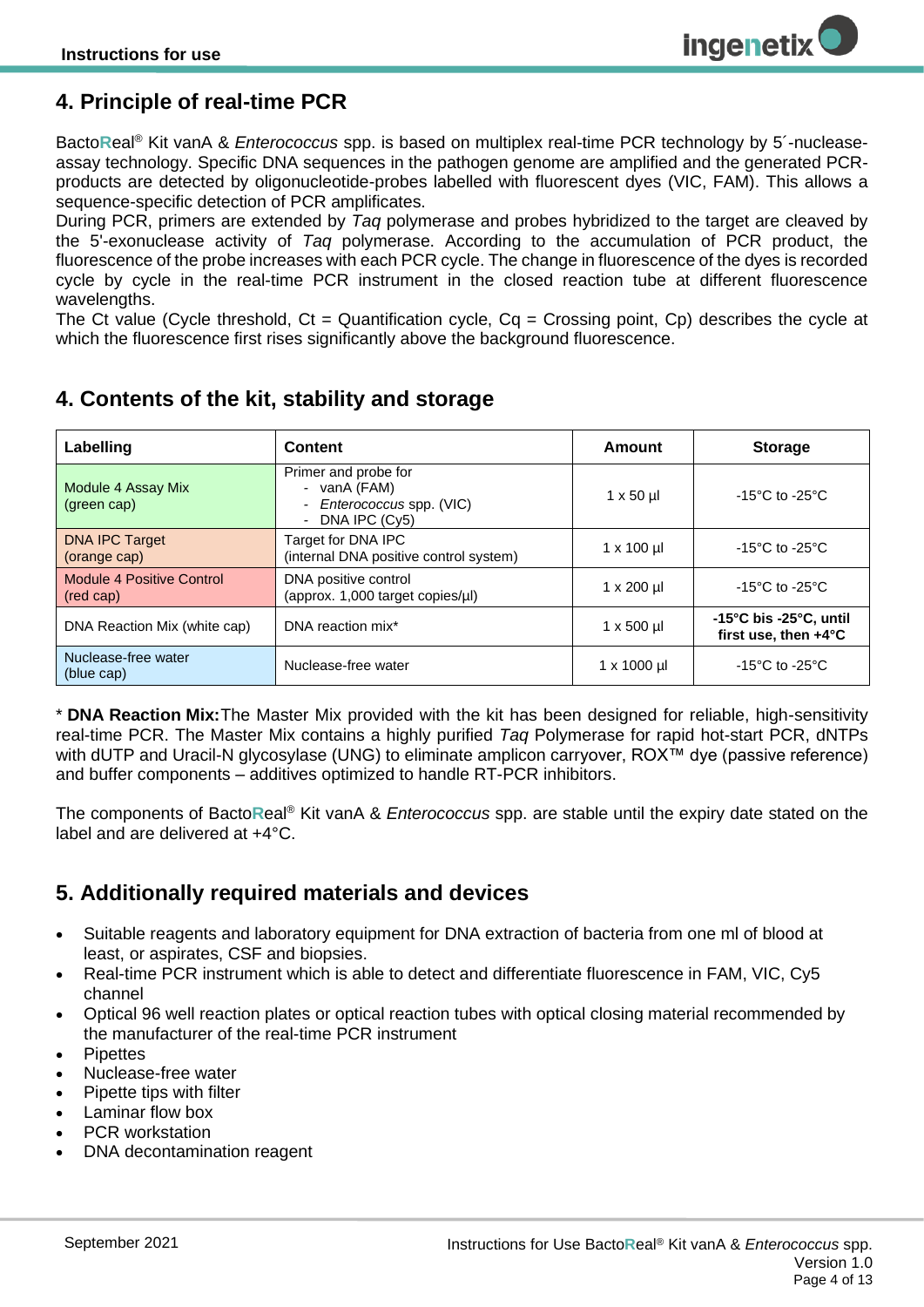## 4. Principle of real-time PCR

BactoReal® Kit vanA & *Enterococcus* spp. is based on multiplex real-time PCR technology by 5´-nuclease-assay technology. Specific DNA sequences in the pathogen genome are amplified and the generated PCR-products are detected by oligonucleotide-probes labelled with fluorescent dyes (VIC, FAM). This allows a sequence-specific detection of PCR amplificates.
During PCR, primers are extended by *Taq* polymerase and probes hybridized to the target are cleaved by the 5'-exonuclease activity of *Taq* polymerase. According to the accumulation of PCR product, the fluorescence of the probe increases with each PCR cycle. The change in fluorescence of the dyes is recorded cycle by cycle in the real-time PCR instrument in the closed reaction tube at different fluorescence wavelengths.
The Ct value (Cycle threshold, Ct = Quantification cycle, Cq = Crossing point, Cp) describes the cycle at which the fluorescence first rises significantly above the background fluorescence.

## 4. Contents of the kit, stability and storage

| Labelling | Content | Amount | Storage |
|---|---|---|---|
| Module 4 Assay Mix (green cap) | Primer and probe for<br>- vanA (FAM)<br>- *Enterococcus* spp. (VIC)<br>- DNA IPC (Cy5) | 1 x 50 µl | -15°C to -25°C |
| DNA IPC Target (orange cap) | Target for DNA IPC (internal DNA positive control system) | 1 x 100 µl | -15°C to -25°C |
| Module 4 Positive Control (red cap) | DNA positive control (approx. 1,000 target copies/µl) | 1 x 200 µl | -15°C to -25°C |
| DNA Reaction Mix (white cap) | DNA reaction mix* | 1 x 500 µl | **-15°C bis -25°C, until first use, then +4°C** |
| Nuclease-free water (blue cap) | Nuclease-free water | 1 x 1000 µl | -15°C to -25°C |

\* **DNA Reaction Mix:** The Master Mix provided with the kit has been designed for reliable, high-sensitivity real-time PCR. The Master Mix contains a highly purified *Taq* Polymerase for rapid hot-start PCR, dNTPs with dUTP and Uracil-N glycosylase (UNG) to eliminate amplicon carryover, ROX™ dye (passive reference) and buffer components – additives optimized to handle RT-PCR inhibitors.

The components of BactoReal® Kit vanA & *Enterococcus* spp. are stable until the expiry date stated on the label and are delivered at +4°C.

## 5. Additionally required materials and devices

- Suitable reagents and laboratory equipment for DNA extraction of bacteria from one ml of blood at least, or aspirates, CSF and biopsies.
- Real-time PCR instrument which is able to detect and differentiate fluorescence in FAM, VIC, Cy5 channel
- Optical 96 well reaction plates or optical reaction tubes with optical closing material recommended by the manufacturer of the real-time PCR instrument
- Pipettes
- Nuclease-free water
- Pipette tips with filter
- Laminar flow box
- PCR workstation
- DNA decontamination reagent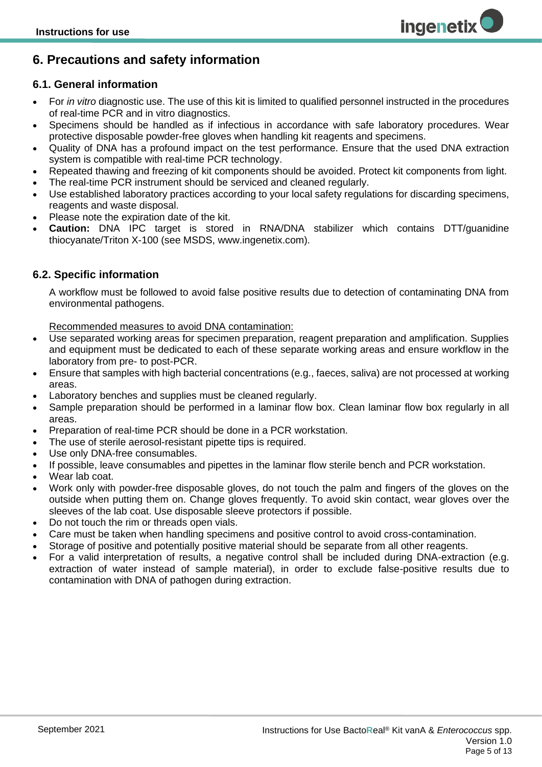# 6. Precautions and safety information

## 6.1. General information

- For *in vitro* diagnostic use. The use of this kit is limited to qualified personnel instructed in the procedures of real-time PCR and in vitro diagnostics.
- Specimens should be handled as if infectious in accordance with safe laboratory procedures. Wear protective disposable powder-free gloves when handling kit reagents and specimens.
- Quality of DNA has a profound impact on the test performance. Ensure that the used DNA extraction system is compatible with real-time PCR technology.
- Repeated thawing and freezing of kit components should be avoided. Protect kit components from light.
- The real-time PCR instrument should be serviced and cleaned regularly.
- Use established laboratory practices according to your local safety regulations for discarding specimens, reagents and waste disposal.
- Please note the expiration date of the kit.
- **Caution:** DNA IPC target is stored in RNA/DNA stabilizer which contains DTT/guanidine thiocyanate/Triton X-100 (see MSDS, www.ingenetix.com).

## 6.2. Specific information

A workflow must be followed to avoid false positive results due to detection of contaminating DNA from environmental pathogens.

Recommended measures to avoid DNA contamination:

- Use separated working areas for specimen preparation, reagent preparation and amplification. Supplies and equipment must be dedicated to each of these separate working areas and ensure workflow in the laboratory from pre- to post-PCR.
- Ensure that samples with high bacterial concentrations (e.g., faeces, saliva) are not processed at working areas.
- Laboratory benches and supplies must be cleaned regularly.
- Sample preparation should be performed in a laminar flow box. Clean laminar flow box regularly in all areas.
- Preparation of real-time PCR should be done in a PCR workstation.
- The use of sterile aerosol-resistant pipette tips is required.
- Use only DNA-free consumables.
- If possible, leave consumables and pipettes in the laminar flow sterile bench and PCR workstation.
- Wear lab coat.
- Work only with powder-free disposable gloves, do not touch the palm and fingers of the gloves on the outside when putting them on. Change gloves frequently. To avoid skin contact, wear gloves over the sleeves of the lab coat. Use disposable sleeve protectors if possible.
- Do not touch the rim or threads open vials.
- Care must be taken when handling specimens and positive control to avoid cross-contamination.
- Storage of positive and potentially positive material should be separate from all other reagents.
- For a valid interpretation of results, a negative control shall be included during DNA-extraction (e.g. extraction of water instead of sample material), in order to exclude false-positive results due to contamination with DNA of pathogen during extraction.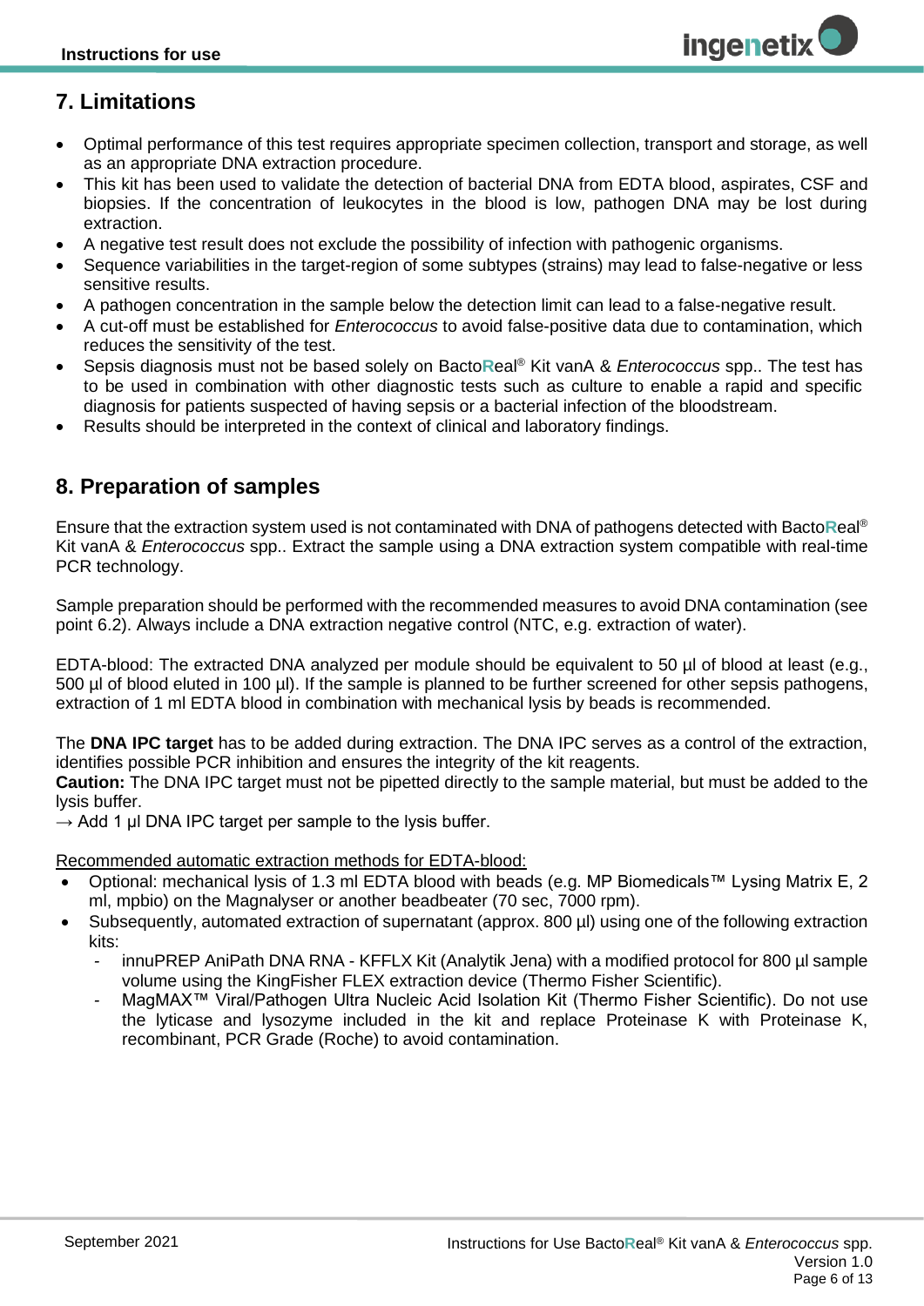## 7. Limitations

- Optimal performance of this test requires appropriate specimen collection, transport and storage, as well as an appropriate DNA extraction procedure.
- This kit has been used to validate the detection of bacterial DNA from EDTA blood, aspirates, CSF and biopsies. If the concentration of leukocytes in the blood is low, pathogen DNA may be lost during extraction.
- A negative test result does not exclude the possibility of infection with pathogenic organisms.
- Sequence variabilities in the target-region of some subtypes (strains) may lead to false-negative or less sensitive results.
- A pathogen concentration in the sample below the detection limit can lead to a false-negative result.
- A cut-off must be established for *Enterococcus* to avoid false-positive data due to contamination, which reduces the sensitivity of the test.
- Sepsis diagnosis must not be based solely on BactoReal® Kit vanA & *Enterococcus* spp.. The test has to be used in combination with other diagnostic tests such as culture to enable a rapid and specific diagnosis for patients suspected of having sepsis or a bacterial infection of the bloodstream.
- Results should be interpreted in the context of clinical and laboratory findings.

## 8. Preparation of samples

Ensure that the extraction system used is not contaminated with DNA of pathogens detected with BactoReal® Kit vanA & *Enterococcus* spp.. Extract the sample using a DNA extraction system compatible with real-time PCR technology.

Sample preparation should be performed with the recommended measures to avoid DNA contamination (see point 6.2). Always include a DNA extraction negative control (NTC, e.g. extraction of water).

EDTA-blood: The extracted DNA analyzed per module should be equivalent to 50 µl of blood at least (e.g., 500 µl of blood eluted in 100 µl). If the sample is planned to be further screened for other sepsis pathogens, extraction of 1 ml EDTA blood in combination with mechanical lysis by beads is recommended.

The **DNA IPC target** has to be added during extraction. The DNA IPC serves as a control of the extraction, identifies possible PCR inhibition and ensures the integrity of the kit reagents.
**Caution:** The DNA IPC target must not be pipetted directly to the sample material, but must be added to the lysis buffer.
→ Add 1 µl DNA IPC target per sample to the lysis buffer.

<u>Recommended automatic extraction methods for EDTA-blood:</u>

- Optional: mechanical lysis of 1.3 ml EDTA blood with beads (e.g. MP Biomedicals™ Lysing Matrix E, 2 ml, mpbio) on the Magnalyser or another beadbeater (70 sec, 7000 rpm).
- Subsequently, automated extraction of supernatant (approx. 800 µl) using one of the following extraction kits:
  - innuPREP AniPath DNA RNA - KFFLX Kit (Analytik Jena) with a modified protocol for 800 µl sample volume using the KingFisher FLEX extraction device (Thermo Fisher Scientific).
  - MagMAX™ Viral/Pathogen Ultra Nucleic Acid Isolation Kit (Thermo Fisher Scientific). Do not use the lyticase and lysozyme included in the kit and replace Proteinase K with Proteinase K, recombinant, PCR Grade (Roche) to avoid contamination.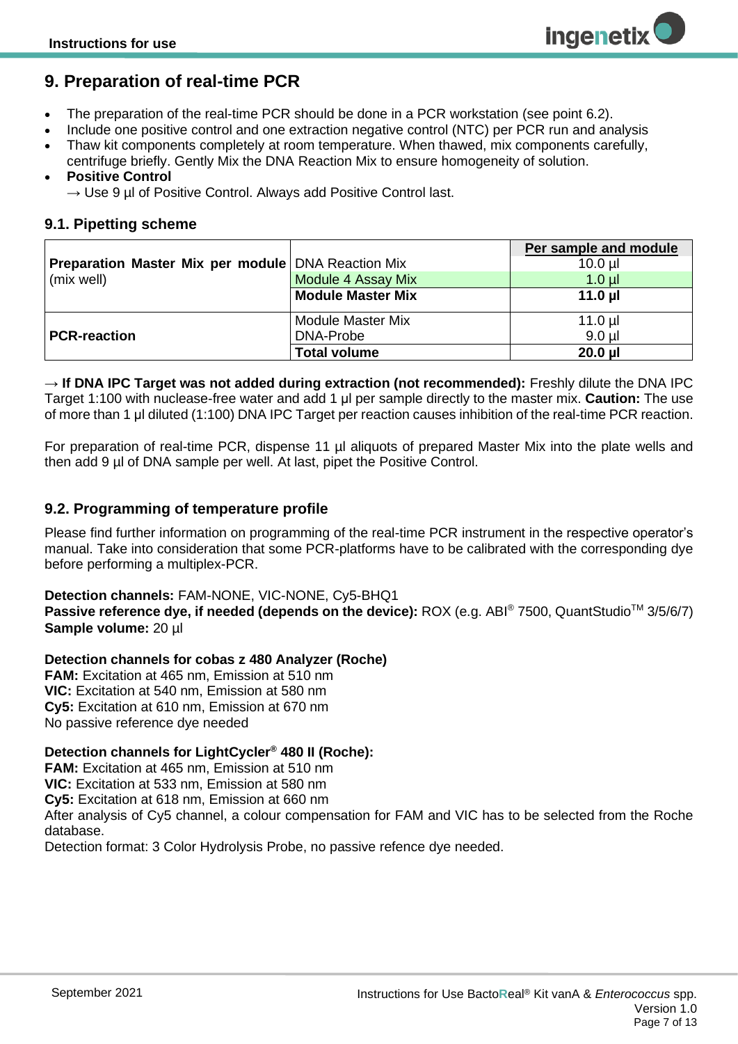## 9. Preparation of real-time PCR

- The preparation of the real-time PCR should be done in a PCR workstation (see point 6.2).
- Include one positive control and one extraction negative control (NTC) per PCR run and analysis
- Thaw kit components completely at room temperature. When thawed, mix components carefully, centrifuge briefly. Gently Mix the DNA Reaction Mix to ensure homogeneity of solution.
- **Positive Control**
  → Use 9 µl of Positive Control. Always add Positive Control last.

### 9.1. Pipetting scheme

| | | Per sample and module |
|---|---|---|
| **Preparation Master Mix per module** (mix well) | DNA Reaction Mix | 10.0 µl |
| | Module 4 Assay Mix | 1.0 µl |
| | **Module Master Mix** | **11.0 µl** |
| **PCR-reaction** | Module Master Mix | 11.0 µl |
| | DNA-Probe | 9.0 µl |
| | **Total volume** | **20.0 µl** |

→ **If DNA IPC Target was not added during extraction (not recommended):** Freshly dilute the DNA IPC Target 1:100 with nuclease-free water and add 1 µl per sample directly to the master mix. **Caution:** The use of more than 1 µl diluted (1:100) DNA IPC Target per reaction causes inhibition of the real-time PCR reaction.

For preparation of real-time PCR, dispense 11 µl aliquots of prepared Master Mix into the plate wells and then add 9 µl of DNA sample per well. At last, pipet the Positive Control.

### 9.2. Programming of temperature profile

Please find further information on programming of the real-time PCR instrument in the respective operator's manual. Take into consideration that some PCR-platforms have to be calibrated with the corresponding dye before performing a multiplex-PCR.

**Detection channels:** FAM-NONE, VIC-NONE, Cy5-BHQ1
**Passive reference dye, if needed (depends on the device):** ROX (e.g. ABI® 7500, QuantStudio™ 3/5/6/7)
**Sample volume:** 20 µl

**Detection channels for cobas z 480 Analyzer (Roche)**
**FAM:** Excitation at 465 nm, Emission at 510 nm
**VIC:** Excitation at 540 nm, Emission at 580 nm
**Cy5:** Excitation at 610 nm, Emission at 670 nm
No passive reference dye needed

**Detection channels for LightCycler® 480 II (Roche):**
**FAM:** Excitation at 465 nm, Emission at 510 nm
**VIC:** Excitation at 533 nm, Emission at 580 nm
**Cy5:** Excitation at 618 nm, Emission at 660 nm
After analysis of Cy5 channel, a colour compensation for FAM and VIC has to be selected from the Roche database.
Detection format: 3 Color Hydrolysis Probe, no passive refence dye needed.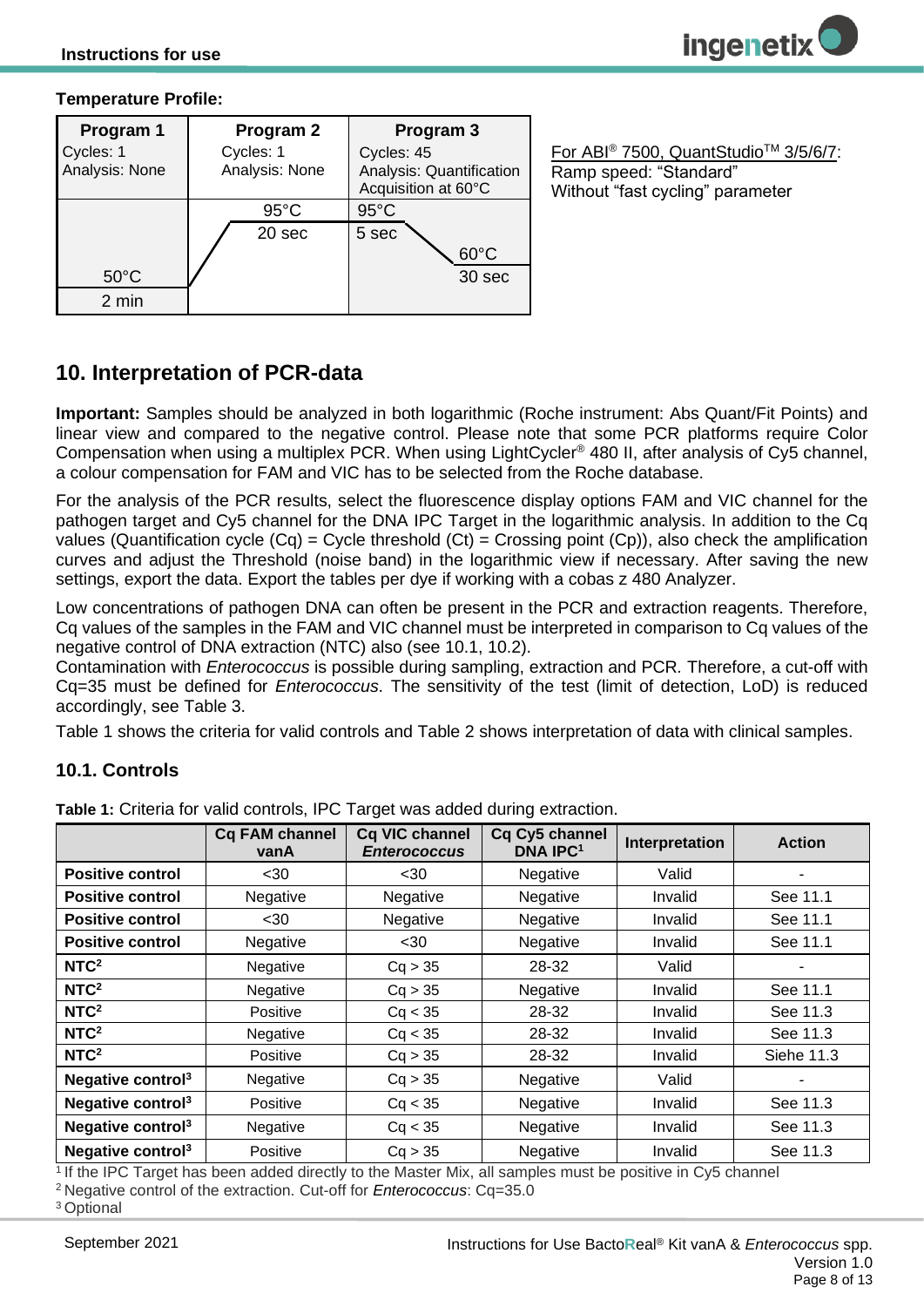**Temperature Profile:**

| Program 1 | Program 2 | Program 3 |
|---|---|---|
| Cycles: 1<br>Analysis: None | Cycles: 1<br>Analysis: None | Cycles: 45<br>Analysis: Quantification<br>Acquisition at 60°C |
| 50°C<br>2 min | 95°C<br>20 sec | 95°C<br>5 sec<br>60°C<br>30 sec |

For ABI® 7500, QuantStudio™ 3/5/6/7:
Ramp speed: "Standard"
Without "fast cycling" parameter

## 10. Interpretation of PCR-data

**Important:** Samples should be analyzed in both logarithmic (Roche instrument: Abs Quant/Fit Points) and linear view and compared to the negative control. Please note that some PCR platforms require Color Compensation when using a multiplex PCR. When using LightCycler® 480 II, after analysis of Cy5 channel, a colour compensation for FAM and VIC has to be selected from the Roche database.

For the analysis of the PCR results, select the fluorescence display options FAM and VIC channel for the pathogen target and Cy5 channel for the DNA IPC Target in the logarithmic analysis. In addition to the Cq values (Quantification cycle (Cq) = Cycle threshold (Ct) = Crossing point (Cp)), also check the amplification curves and adjust the Threshold (noise band) in the logarithmic view if necessary. After saving the new settings, export the data. Export the tables per dye if working with a cobas z 480 Analyzer.

Low concentrations of pathogen DNA can often be present in the PCR and extraction reagents. Therefore, Cq values of the samples in the FAM and VIC channel must be interpreted in comparison to Cq values of the negative control of DNA extraction (NTC) also (see 10.1, 10.2).
Contamination with *Enterococcus* is possible during sampling, extraction and PCR. Therefore, a cut-off with Cq=35 must be defined for *Enterococcus*. The sensitivity of the test (limit of detection, LoD) is reduced accordingly, see Table 3.

Table 1 shows the criteria for valid controls and Table 2 shows interpretation of data with clinical samples.

### 10.1. Controls

**Table 1:** Criteria for valid controls, IPC Target was added during extraction.

| | Cq FAM channel vanA | Cq VIC channel *Enterococcus* | Cq Cy5 channel DNA IPC[1] | Interpretation | Action |
|---|---|---|---|---|---|
| **Positive control** | <30 | <30 | Negative | Valid | - |
| **Positive control** | Negative | Negative | Negative | Invalid | See 11.1 |
| **Positive control** | <30 | Negative | Negative | Invalid | See 11.1 |
| **Positive control** | Negative | <30 | Negative | Invalid | See 11.1 |
| **NTC[2]** | Negative | Cq > 35 | 28-32 | Valid | - |
| **NTC[2]** | Negative | Cq > 35 | Negative | Invalid | See 11.1 |
| **NTC[2]** | Positive | Cq < 35 | 28-32 | Invalid | See 11.3 |
| **NTC[2]** | Negative | Cq < 35 | 28-32 | Invalid | See 11.3 |
| **NTC[2]** | Positive | Cq > 35 | 28-32 | Invalid | Siehe 11.3 |
| **Negative control[3]** | Negative | Cq > 35 | Negative | Valid | - |
| **Negative control[3]** | Positive | Cq < 35 | Negative | Invalid | See 11.3 |
| **Negative control[3]** | Negative | Cq < 35 | Negative | Invalid | See 11.3 |
| **Negative control[3]** | Positive | Cq > 35 | Negative | Invalid | See 11.3 |

[1] If the IPC Target has been added directly to the Master Mix, all samples must be positive in Cy5 channel
[2] Negative control of the extraction. Cut-off for *Enterococcus*: Cq=35.0
[3] Optional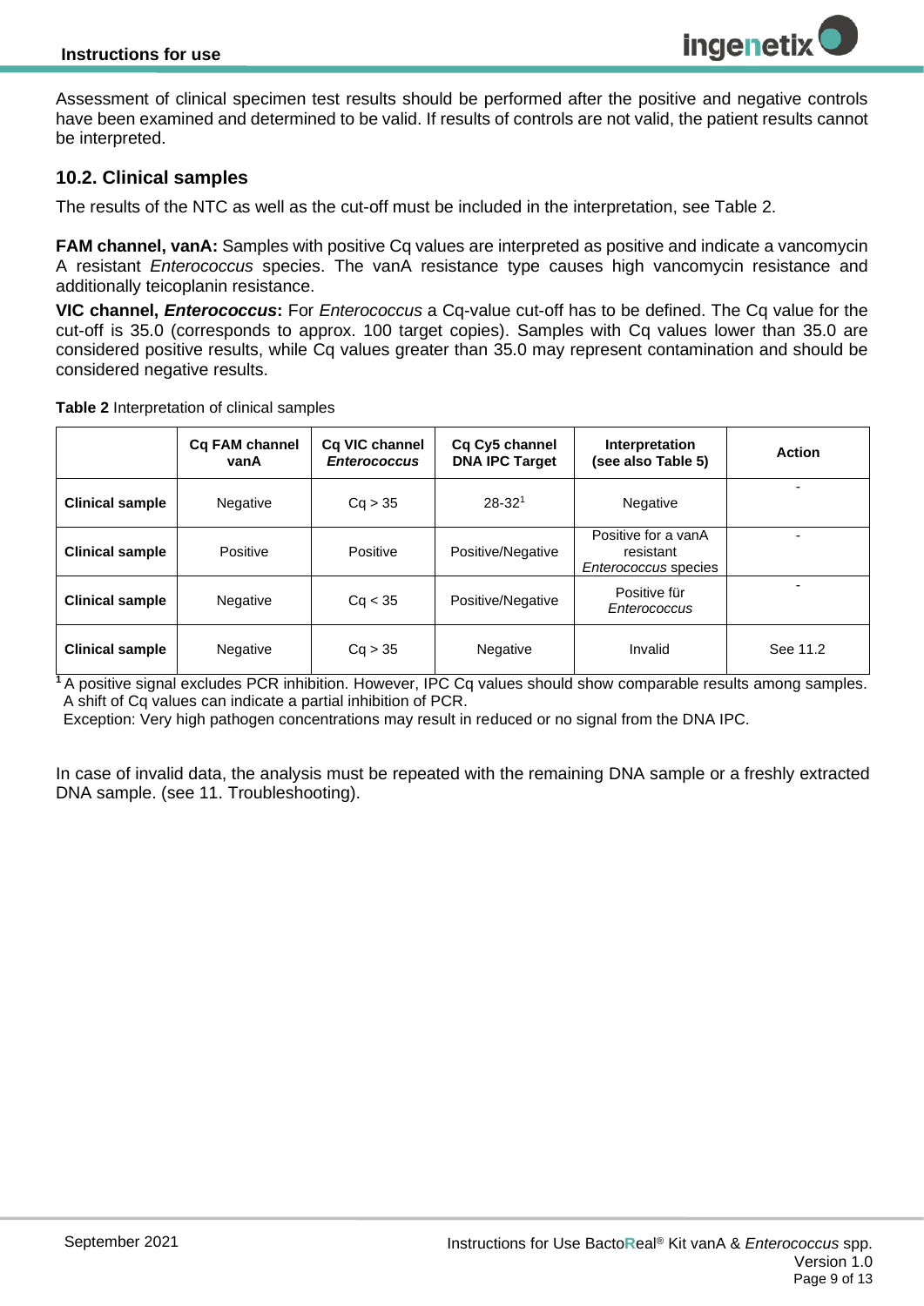Assessment of clinical specimen test results should be performed after the positive and negative controls have been examined and determined to be valid. If results of controls are not valid, the patient results cannot be interpreted.

### 10.2. Clinical samples

The results of the NTC as well as the cut-off must be included in the interpretation, see Table 2.

**FAM channel, vanA:** Samples with positive Cq values are interpreted as positive and indicate a vancomycin A resistant *Enterococcus* species. The vanA resistance type causes high vancomycin resistance and additionally teicoplanin resistance.

**VIC channel, *Enterococcus*:** For *Enterococcus* a Cq-value cut-off has to be defined. The Cq value for the cut-off is 35.0 (corresponds to approx. 100 target copies). Samples with Cq values lower than 35.0 are considered positive results, while Cq values greater than 35.0 may represent contamination and should be considered negative results.

**Table 2** Interpretation of clinical samples

| | Cq FAM channel vanA | Cq VIC channel *Enterococcus* | Cq Cy5 channel DNA IPC Target | Interpretation (see also Table 5) | Action |
|---|---|---|---|---|---|
| **Clinical sample** | Negative | Cq > 35 | 28-32[1] | Negative | - |
| **Clinical sample** | Positive | Positive | Positive/Negative | Positive for a vanA resistant *Enterococcus* species | - |
| **Clinical sample** | Negative | Cq < 35 | Positive/Negative | Positive für *Enterococcus* | - |
| **Clinical sample** | Negative | Cq > 35 | Negative | Invalid | See 11.2 |

[1] A positive signal excludes PCR inhibition. However, IPC Cq values should show comparable results among samples. A shift of Cq values can indicate a partial inhibition of PCR.
Exception: Very high pathogen concentrations may result in reduced or no signal from the DNA IPC.

In case of invalid data, the analysis must be repeated with the remaining DNA sample or a freshly extracted DNA sample. (see 11. Troubleshooting).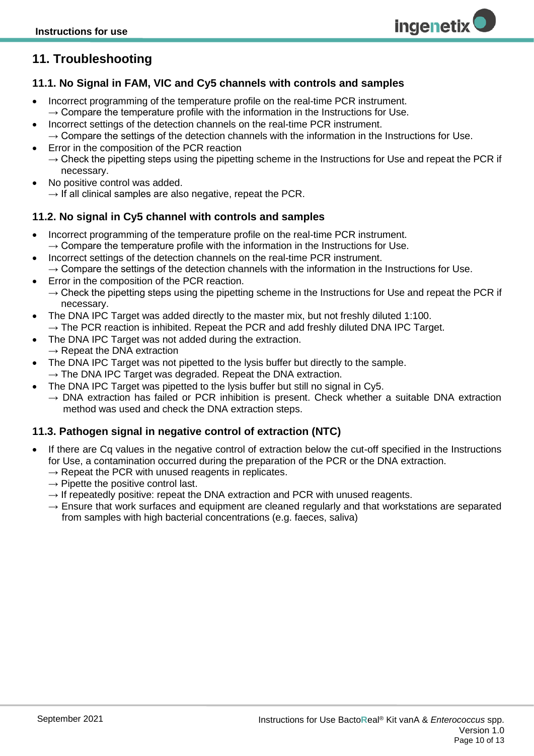## 11. Troubleshooting

### 11.1. No Signal in FAM, VIC and Cy5 channels with controls and samples

- Incorrect programming of the temperature profile on the real-time PCR instrument.
  → Compare the temperature profile with the information in the Instructions for Use.
- Incorrect settings of the detection channels on the real-time PCR instrument.
  → Compare the settings of the detection channels with the information in the Instructions for Use.
- Error in the composition of the PCR reaction
  → Check the pipetting steps using the pipetting scheme in the Instructions for Use and repeat the PCR if necessary.
- No positive control was added.
  → If all clinical samples are also negative, repeat the PCR.

### 11.2. No signal in Cy5 channel with controls and samples

- Incorrect programming of the temperature profile on the real-time PCR instrument.
  → Compare the temperature profile with the information in the Instructions for Use.
- Incorrect settings of the detection channels on the real-time PCR instrument.
  → Compare the settings of the detection channels with the information in the Instructions for Use.
- Error in the composition of the PCR reaction.
  → Check the pipetting steps using the pipetting scheme in the Instructions for Use and repeat the PCR if necessary.
- The DNA IPC Target was added directly to the master mix, but not freshly diluted 1:100.
  → The PCR reaction is inhibited. Repeat the PCR and add freshly diluted DNA IPC Target.
- The DNA IPC Target was not added during the extraction.
  → Repeat the DNA extraction
- The DNA IPC Target was not pipetted to the lysis buffer but directly to the sample.
  → The DNA IPC Target was degraded. Repeat the DNA extraction.
- The DNA IPC Target was pipetted to the lysis buffer but still no signal in Cy5.
  → DNA extraction has failed or PCR inhibition is present. Check whether a suitable DNA extraction method was used and check the DNA extraction steps.

### 11.3. Pathogen signal in negative control of extraction (NTC)

- If there are Cq values in the negative control of extraction below the cut-off specified in the Instructions for Use, a contamination occurred during the preparation of the PCR or the DNA extraction.
  → Repeat the PCR with unused reagents in replicates.
  → Pipette the positive control last.
  → If repeatedly positive: repeat the DNA extraction and PCR with unused reagents.
  → Ensure that work surfaces and equipment are cleaned regularly and that workstations are separated from samples with high bacterial concentrations (e.g. faeces, saliva)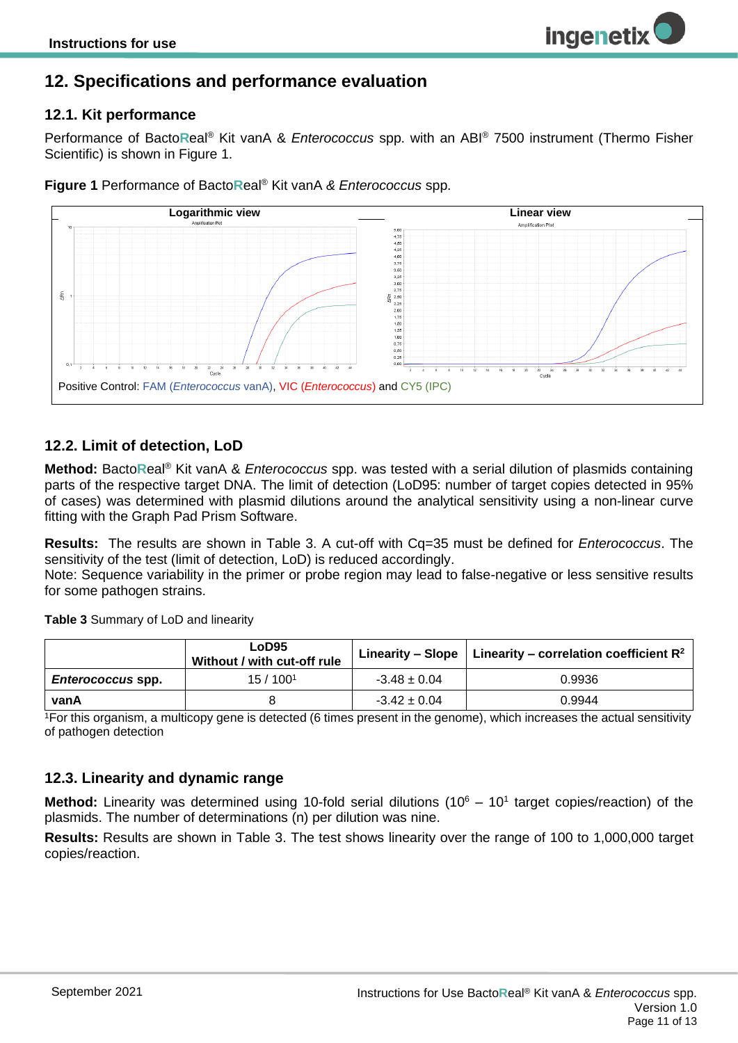# 12. Specifications and performance evaluation

## 12.1. Kit performance

Performance of BactoReal® Kit vanA & *Enterococcus* spp. with an ABI® 7500 instrument (Thermo Fisher Scientific) is shown in Figure 1.

**Figure 1** Performance of BactoReal® Kit vanA *& Enterococcus* spp.

Positive Control: FAM (*Enterococcus* vanA), VIC (*Enterococcus*) and CY5 (IPC)

## 12.2. Limit of detection, LoD

**Method:** BactoReal® Kit vanA & *Enterococcus* spp. was tested with a serial dilution of plasmids containing parts of the respective target DNA. The limit of detection (LoD95: number of target copies detected in 95% of cases) was determined with plasmid dilutions around the analytical sensitivity using a non-linear curve fitting with the Graph Pad Prism Software.

**Results:** The results are shown in Table 3. A cut-off with Cq=35 must be defined for *Enterococcus*. The sensitivity of the test (limit of detection, LoD) is reduced accordingly.
Note: Sequence variability in the primer or probe region may lead to false-negative or less sensitive results for some pathogen strains.

**Table 3** Summary of LoD and linearity

| | LoD95 Without / with cut-off rule | Linearity – Slope | Linearity – correlation coefficient $R^2$ |
|---|---|---|---|
| ***Enterococcus* spp.** | 15 / 100[1] | -3.48 ± 0.04 | 0.9936 |
| **vanA** | 8 | -3.42 ± 0.04 | 0.9944 |

[1]For this organism, a multicopy gene is detected (6 times present in the genome), which increases the actual sensitivity of pathogen detection

## 12.3. Linearity and dynamic range

**Method:** Linearity was determined using 10-fold serial dilutions ($10^6$ – $10^1$ target copies/reaction) of the plasmids. The number of determinations (n) per dilution was nine.

**Results:** Results are shown in Table 3. The test shows linearity over the range of 100 to 1,000,000 target copies/reaction.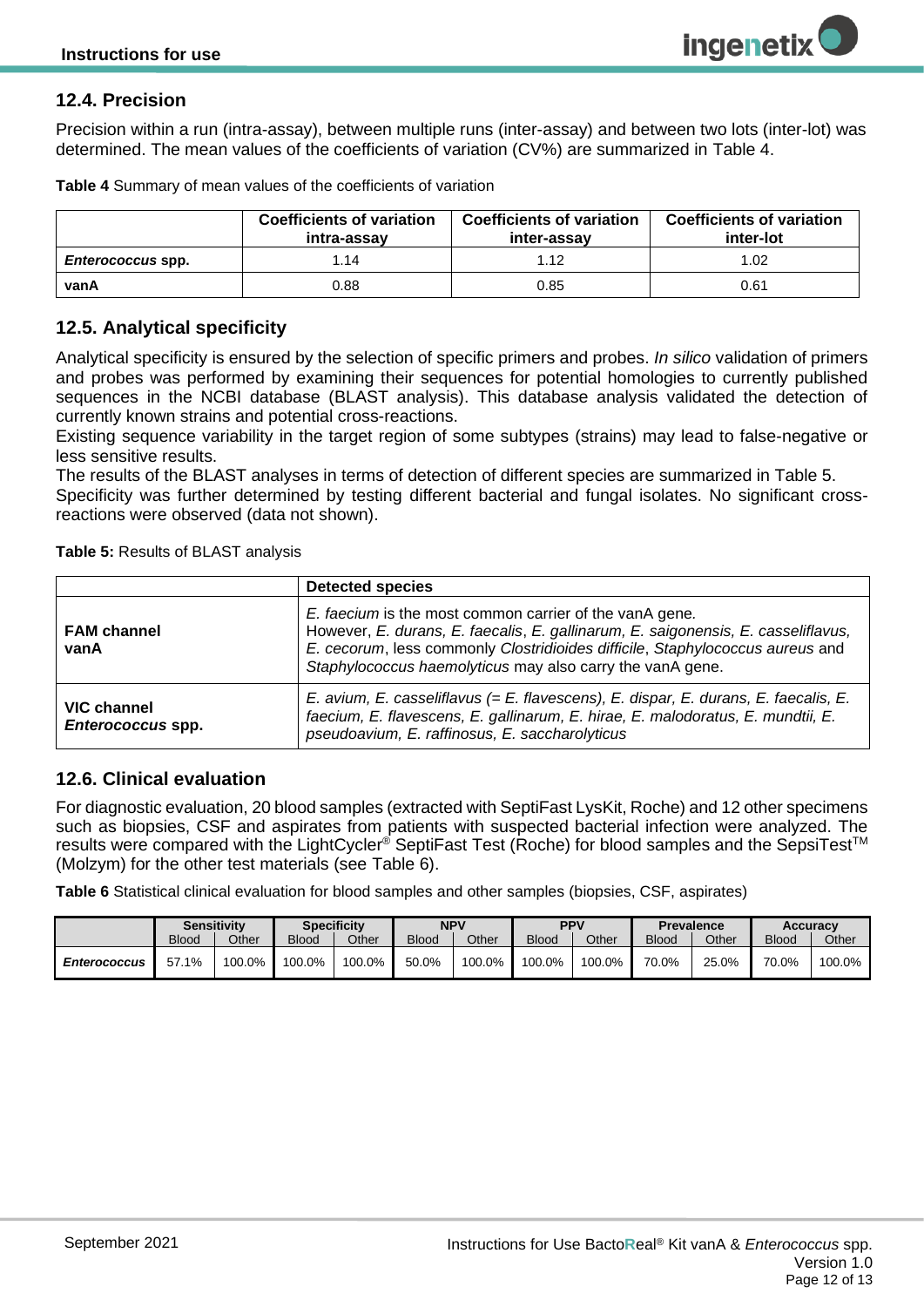## 12.4. Precision

Precision within a run (intra-assay), between multiple runs (inter-assay) and between two lots (inter-lot) was determined. The mean values of the coefficients of variation (CV%) are summarized in Table 4.

**Table 4** Summary of mean values of the coefficients of variation

| | Coefficients of variation intra-assay | Coefficients of variation inter-assay | Coefficients of variation inter-lot |
|---|---|---|---|
| ***Enterococcus* spp.** | 1.14 | 1.12 | 1.02 |
| **vanA** | 0.88 | 0.85 | 0.61 |

## 12.5. Analytical specificity

Analytical specificity is ensured by the selection of specific primers and probes. *In silico* validation of primers and probes was performed by examining their sequences for potential homologies to currently published sequences in the NCBI database (BLAST analysis). This database analysis validated the detection of currently known strains and potential cross-reactions.
Existing sequence variability in the target region of some subtypes (strains) may lead to false-negative or less sensitive results.
The results of the BLAST analyses in terms of detection of different species are summarized in Table 5.
Specificity was further determined by testing different bacterial and fungal isolates. No significant cross-reactions were observed (data not shown).

**Table 5:** Results of BLAST analysis

| | Detected species |
|---|---|
| **FAM channel vanA** | *E. faecium* is the most common carrier of the vanA gene. However, *E. durans*, *E. faecalis*, *E. gallinarum*, *E. saigonensis*, *E. casseliflavus*, *E. cecorum*, less commonly *Clostridioides difficile*, *Staphylococcus aureus* and *Staphylococcus haemolyticus* may also carry the vanA gene. |
| **VIC channel *Enterococcus* spp.** | *E. avium*, *E. casseliflavus* (= *E. flavescens*), *E. dispar*, *E. durans*, *E. faecalis*, *E. faecium*, *E. flavescens*, *E. gallinarum*, *E. hirae*, *E. malodoratus*, *E. mundtii*, *E. pseudoavium*, *E. raffinosus*, *E. saccharolyticus* |

## 12.6. Clinical evaluation

For diagnostic evaluation, 20 blood samples (extracted with SeptiFast LysKit, Roche) and 12 other specimens such as biopsies, CSF and aspirates from patients with suspected bacterial infection were analyzed. The results were compared with the LightCycler® SeptiFast Test (Roche) for blood samples and the SepsiTest™ (Molzym) for the other test materials (see Table 6).

**Table 6** Statistical clinical evaluation for blood samples and other samples (biopsies, CSF, aspirates)

| | Sensitivity | | Specificity | | NPV | | PPV | | Prevalence | | Accuracy | |
|---|---|---|---|---|---|---|---|---|---|---|---|---|
| | Blood | Other | Blood | Other | Blood | Other | Blood | Other | Blood | Other | Blood | Other |
| ***Enterococcus*** | 57.1% | 100.0% | 100.0% | 100.0% | 50.0% | 100.0% | 100.0% | 100.0% | 70.0% | 25.0% | 70.0% | 100.0% |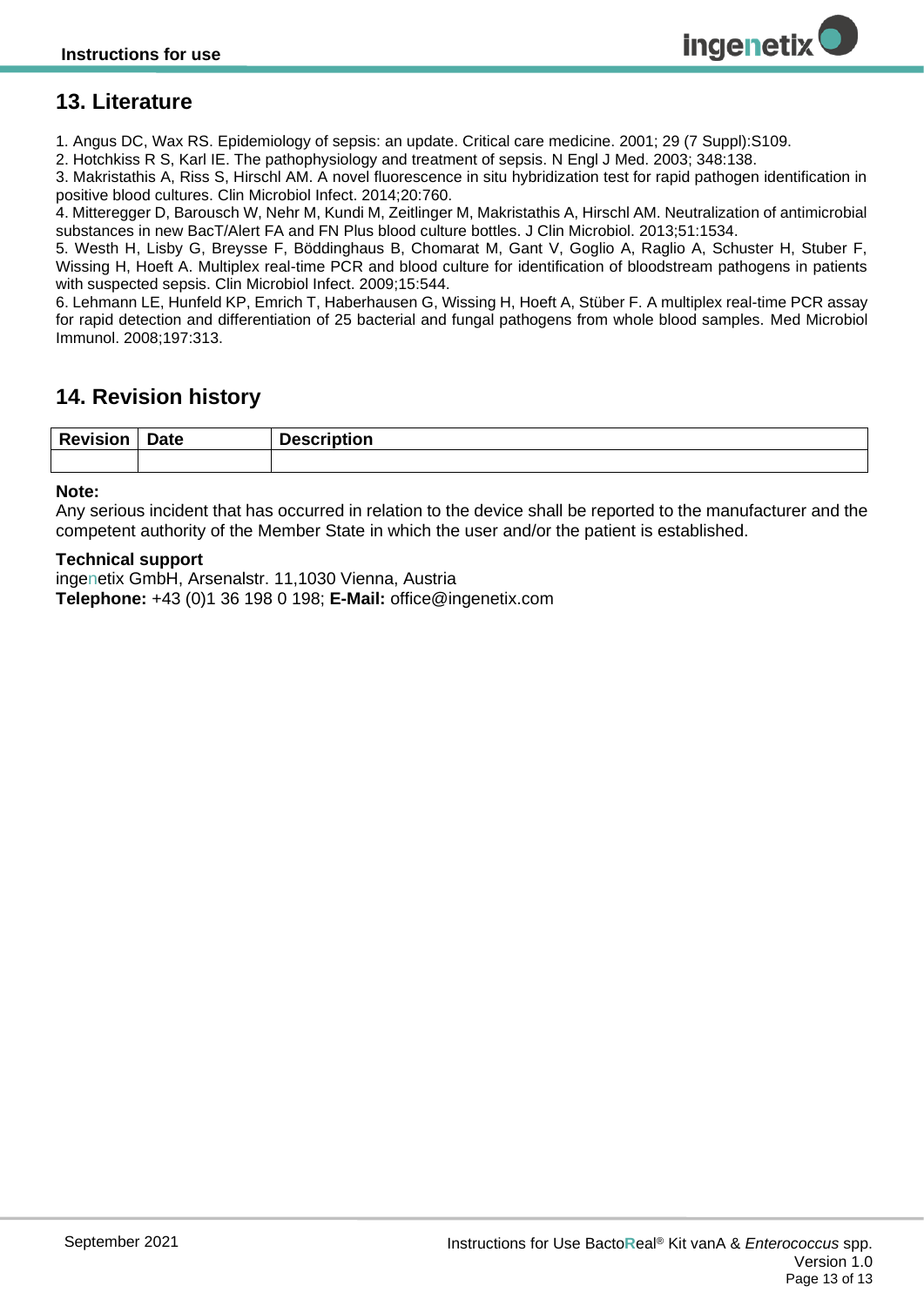## 13. Literature

1. Angus DC, Wax RS. Epidemiology of sepsis: an update. Critical care medicine. 2001; 29 (7 Suppl):S109.
2. Hotchkiss R S, Karl IE. The pathophysiology and treatment of sepsis. N Engl J Med. 2003; 348:138.
3. Makristathis A, Riss S, Hirschl AM. A novel fluorescence in situ hybridization test for rapid pathogen identification in positive blood cultures. Clin Microbiol Infect. 2014;20:760.
4. Mitteregger D, Barousch W, Nehr M, Kundi M, Zeitlinger M, Makristathis A, Hirschl AM. Neutralization of antimicrobial substances in new BacT/Alert FA and FN Plus blood culture bottles. J Clin Microbiol. 2013;51:1534.
5. Westh H, Lisby G, Breysse F, Böddinghaus B, Chomarat M, Gant V, Goglio A, Raglio A, Schuster H, Stuber F, Wissing H, Hoeft A. Multiplex real-time PCR and blood culture for identification of bloodstream pathogens in patients with suspected sepsis. Clin Microbiol Infect. 2009;15:544.
6. Lehmann LE, Hunfeld KP, Emrich T, Haberhausen G, Wissing H, Hoeft A, Stüber F. A multiplex real-time PCR assay for rapid detection and differentiation of 25 bacterial and fungal pathogens from whole blood samples. Med Microbiol Immunol. 2008;197:313.

## 14. Revision history

| Revision | Date | Description |
|---|---|---|
| | | |

**Note:**
Any serious incident that has occurred in relation to the device shall be reported to the manufacturer and the competent authority of the Member State in which the user and/or the patient is established.

**Technical support**
ingenetix GmbH, Arsenalstr. 11,1030 Vienna, Austria
**Telephone:** +43 (0)1 36 198 0 198; **E-Mail:** office@ingenetix.com